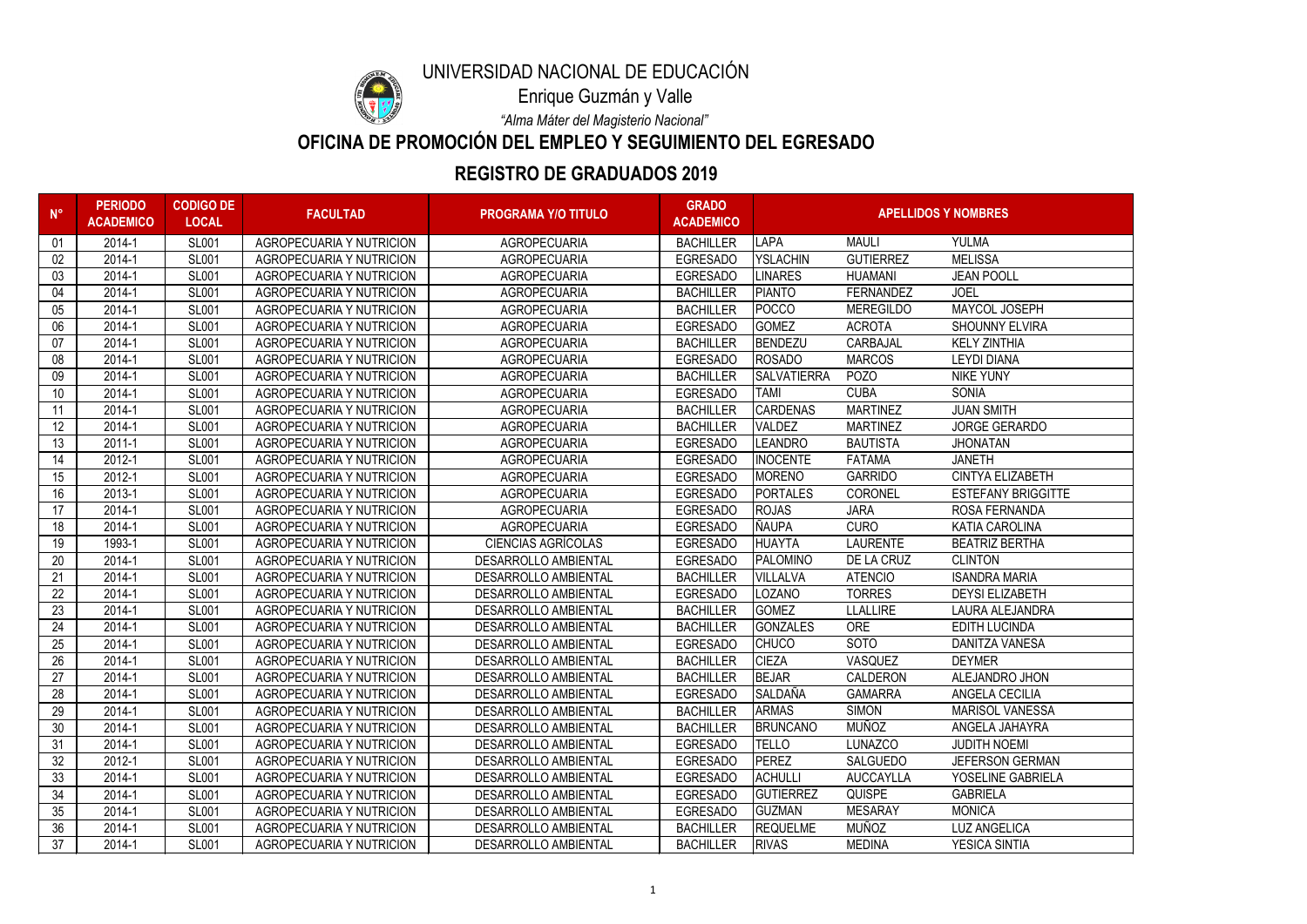UNIVERSIDAD NACIONAL DE EDUCACIÓN

Enrique Guzmán y Valle

*"Alma Máter del Magisterio Nacional"*

# OFICINA DE PROMOCIÓN DEL EMPLEO Y SEGUIMIENTO DEL EGRESADO

## REGISTRO DE GRADUADOS 2019

| N° | PERIODO ACADEMICO | CODIGO DE LOCAL | FACULTAD | PROGRAMA Y/O TITULO | GRADO ACADEMICO | APELLIDOS Y NOMBRES | | |
|---|---|---|---|---|---|---|---|---|
| 01 | 2014-1 | SL001 | AGROPECUARIA Y NUTRICION | AGROPECUARIA | BACHILLER | LAPA | MAULI | YULMA |
| 02 | 2014-1 | SL001 | AGROPECUARIA Y NUTRICION | AGROPECUARIA | EGRESADO | YSLACHIN | GUTIERREZ | MELISSA |
| 03 | 2014-1 | SL001 | AGROPECUARIA Y NUTRICION | AGROPECUARIA | EGRESADO | LINARES | HUAMANI | JEAN POOLL |
| 04 | 2014-1 | SL001 | AGROPECUARIA Y NUTRICION | AGROPECUARIA | BACHILLER | PIANTO | FERNANDEZ | JOEL |
| 05 | 2014-1 | SL001 | AGROPECUARIA Y NUTRICION | AGROPECUARIA | BACHILLER | POCCO | MEREGILDO | MAYCOL JOSEPH |
| 06 | 2014-1 | SL001 | AGROPECUARIA Y NUTRICION | AGROPECUARIA | EGRESADO | GOMEZ | ACROTA | SHOUNNY ELVIRA |
| 07 | 2014-1 | SL001 | AGROPECUARIA Y NUTRICION | AGROPECUARIA | BACHILLER | BENDEZU | CARBAJAL | KELY ZINTHIA |
| 08 | 2014-1 | SL001 | AGROPECUARIA Y NUTRICION | AGROPECUARIA | EGRESADO | ROSADO | MARCOS | LEYDI DIANA |
| 09 | 2014-1 | SL001 | AGROPECUARIA Y NUTRICION | AGROPECUARIA | BACHILLER | SALVATIERRA | POZO | NIKE YUNY |
| 10 | 2014-1 | SL001 | AGROPECUARIA Y NUTRICION | AGROPECUARIA | EGRESADO | TAMI | CUBA | SONIA |
| 11 | 2014-1 | SL001 | AGROPECUARIA Y NUTRICION | AGROPECUARIA | BACHILLER | CARDENAS | MARTINEZ | JUAN SMITH |
| 12 | 2014-1 | SL001 | AGROPECUARIA Y NUTRICION | AGROPECUARIA | BACHILLER | VALDEZ | MARTINEZ | JORGE GERARDO |
| 13 | 2011-1 | SL001 | AGROPECUARIA Y NUTRICION | AGROPECUARIA | EGRESADO | LEANDRO | BAUTISTA | JHONATAN |
| 14 | 2012-1 | SL001 | AGROPECUARIA Y NUTRICION | AGROPECUARIA | EGRESADO | INOCENTE | FATAMA | JANETH |
| 15 | 2012-1 | SL001 | AGROPECUARIA Y NUTRICION | AGROPECUARIA | EGRESADO | MORENO | GARRIDO | CINTYA ELIZABETH |
| 16 | 2013-1 | SL001 | AGROPECUARIA Y NUTRICION | AGROPECUARIA | EGRESADO | PORTALES | CORONEL | ESTEFANY BRIGGITTE |
| 17 | 2014-1 | SL001 | AGROPECUARIA Y NUTRICION | AGROPECUARIA | EGRESADO | ROJAS | JARA | ROSA FERNANDA |
| 18 | 2014-1 | SL001 | AGROPECUARIA Y NUTRICION | AGROPECUARIA | EGRESADO | ÑAUPA | CURO | KATIA CAROLINA |
| 19 | 1993-1 | SL001 | AGROPECUARIA Y NUTRICION | CIENCIAS AGRÍCOLAS | EGRESADO | HUAYTA | LAURENTE | BEATRIZ BERTHA |
| 20 | 2014-1 | SL001 | AGROPECUARIA Y NUTRICION | DESARROLLO AMBIENTAL | EGRESADO | PALOMINO | DE LA CRUZ | CLINTON |
| 21 | 2014-1 | SL001 | AGROPECUARIA Y NUTRICION | DESARROLLO AMBIENTAL | BACHILLER | VILLALVA | ATENCIO | ISANDRA MARIA |
| 22 | 2014-1 | SL001 | AGROPECUARIA Y NUTRICION | DESARROLLO AMBIENTAL | EGRESADO | LOZANO | TORRES | DEYSI ELIZABETH |
| 23 | 2014-1 | SL001 | AGROPECUARIA Y NUTRICION | DESARROLLO AMBIENTAL | BACHILLER | GOMEZ | LLALLIRE | LAURA ALEJANDRA |
| 24 | 2014-1 | SL001 | AGROPECUARIA Y NUTRICION | DESARROLLO AMBIENTAL | BACHILLER | GONZALES | ORE | EDITH LUCINDA |
| 25 | 2014-1 | SL001 | AGROPECUARIA Y NUTRICION | DESARROLLO AMBIENTAL | EGRESADO | CHUCO | SOTO | DANITZA VANESA |
| 26 | 2014-1 | SL001 | AGROPECUARIA Y NUTRICION | DESARROLLO AMBIENTAL | BACHILLER | CIEZA | VASQUEZ | DEYMER |
| 27 | 2014-1 | SL001 | AGROPECUARIA Y NUTRICION | DESARROLLO AMBIENTAL | BACHILLER | BEJAR | CALDERON | ALEJANDRO JHON |
| 28 | 2014-1 | SL001 | AGROPECUARIA Y NUTRICION | DESARROLLO AMBIENTAL | EGRESADO | SALDAÑA | GAMARRA | ANGELA CECILIA |
| 29 | 2014-1 | SL001 | AGROPECUARIA Y NUTRICION | DESARROLLO AMBIENTAL | BACHILLER | ARMAS | SIMON | MARISOL VANESSA |
| 30 | 2014-1 | SL001 | AGROPECUARIA Y NUTRICION | DESARROLLO AMBIENTAL | BACHILLER | BRUNCANO | MUÑOZ | ANGELA JAHAYRA |
| 31 | 2014-1 | SL001 | AGROPECUARIA Y NUTRICION | DESARROLLO AMBIENTAL | EGRESADO | TELLO | LUNAZCO | JUDITH NOEMI |
| 32 | 2012-1 | SL001 | AGROPECUARIA Y NUTRICION | DESARROLLO AMBIENTAL | EGRESADO | PEREZ | SALGUEDO | JEFERSON GERMAN |
| 33 | 2014-1 | SL001 | AGROPECUARIA Y NUTRICION | DESARROLLO AMBIENTAL | EGRESADO | ACHULLI | AUCCAYLLA | YOSELINE GABRIELA |
| 34 | 2014-1 | SL001 | AGROPECUARIA Y NUTRICION | DESARROLLO AMBIENTAL | EGRESADO | GUTIERREZ | QUISPE | GABRIELA |
| 35 | 2014-1 | SL001 | AGROPECUARIA Y NUTRICION | DESARROLLO AMBIENTAL | EGRESADO | GUZMAN | MESARAY | MONICA |
| 36 | 2014-1 | SL001 | AGROPECUARIA Y NUTRICION | DESARROLLO AMBIENTAL | BACHILLER | REQUELME | MUÑOZ | LUZ ANGELICA |
| 37 | 2014-1 | SL001 | AGROPECUARIA Y NUTRICION | DESARROLLO AMBIENTAL | BACHILLER | RIVAS | MEDINA | YESICA SINTIA |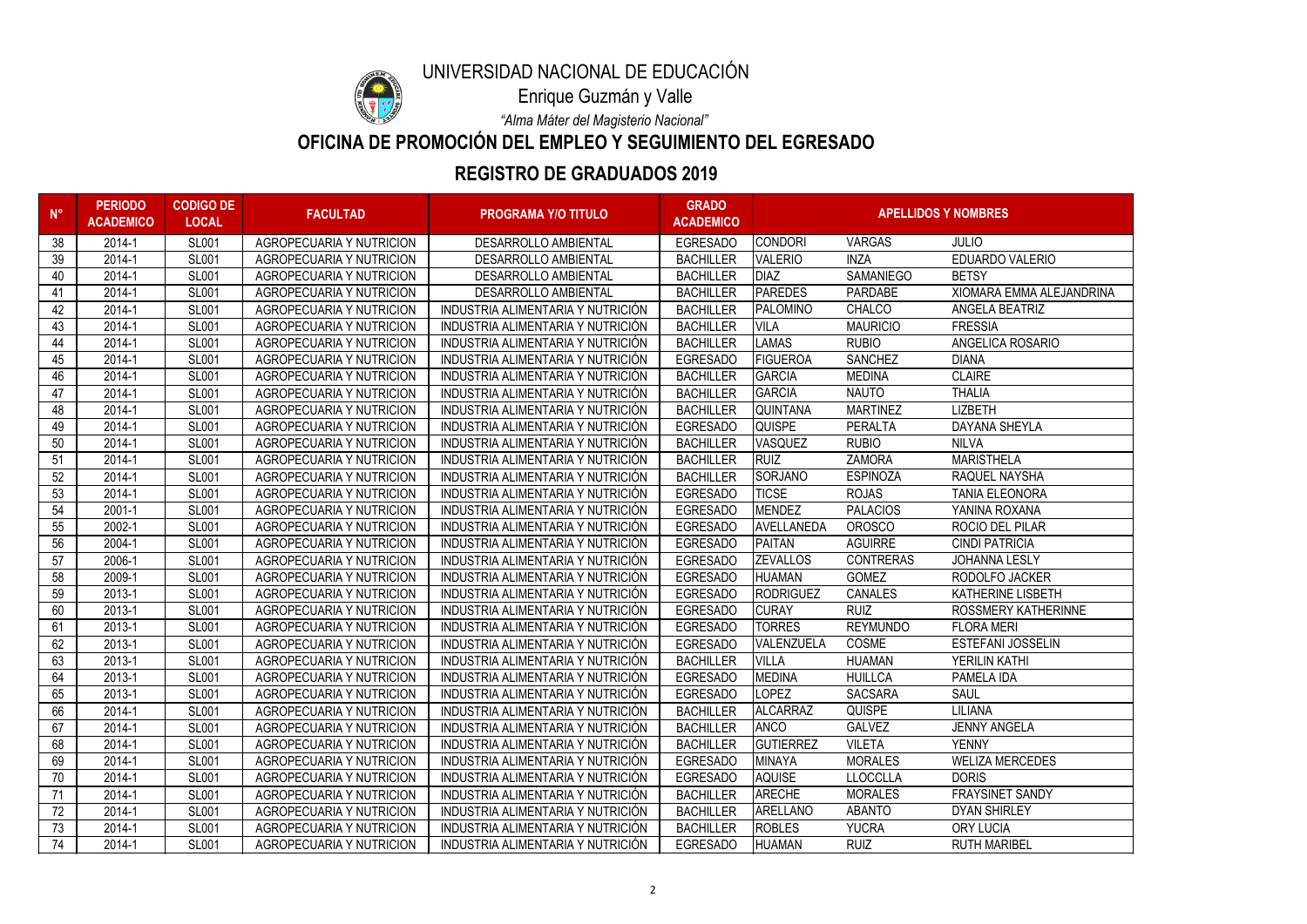# UNIVERSIDAD NACIONAL DE EDUCACIÓN

Enrique Guzmán y Valle

*"Alma Máter del Magisterio Nacional"*

## OFICINA DE PROMOCIÓN DEL EMPLEO Y SEGUIMIENTO DEL EGRESADO

## REGISTRO DE GRADUADOS 2019

| N° | PERIODO ACADEMICO | CODIGO DE LOCAL | FACULTAD | PROGRAMA Y/O TITULO | GRADO ACADEMICO | APELLIDOS Y NOMBRES | | |
|---|---|---|---|---|---|---|---|---|
| 38 | 2014-1 | SL001 | AGROPECUARIA Y NUTRICION | DESARROLLO AMBIENTAL | EGRESADO | CONDORI | VARGAS | JULIO |
| 39 | 2014-1 | SL001 | AGROPECUARIA Y NUTRICION | DESARROLLO AMBIENTAL | BACHILLER | VALERIO | INZA | EDUARDO VALERIO |
| 40 | 2014-1 | SL001 | AGROPECUARIA Y NUTRICION | DESARROLLO AMBIENTAL | BACHILLER | DIAZ | SAMANIEGO | BETSY |
| 41 | 2014-1 | SL001 | AGROPECUARIA Y NUTRICION | DESARROLLO AMBIENTAL | BACHILLER | PAREDES | PARDABE | XIOMARA EMMA ALEJANDRINA |
| 42 | 2014-1 | SL001 | AGROPECUARIA Y NUTRICION | INDUSTRIA ALIMENTARIA Y NUTRICIÓN | BACHILLER | PALOMINO | CHALCO | ANGELA BEATRIZ |
| 43 | 2014-1 | SL001 | AGROPECUARIA Y NUTRICION | INDUSTRIA ALIMENTARIA Y NUTRICIÓN | BACHILLER | VILA | MAURICIO | FRESSIA |
| 44 | 2014-1 | SL001 | AGROPECUARIA Y NUTRICION | INDUSTRIA ALIMENTARIA Y NUTRICIÓN | BACHILLER | LAMAS | RUBIO | ANGELICA ROSARIO |
| 45 | 2014-1 | SL001 | AGROPECUARIA Y NUTRICION | INDUSTRIA ALIMENTARIA Y NUTRICIÓN | EGRESADO | FIGUEROA | SANCHEZ | DIANA |
| 46 | 2014-1 | SL001 | AGROPECUARIA Y NUTRICION | INDUSTRIA ALIMENTARIA Y NUTRICIÓN | BACHILLER | GARCIA | MEDINA | CLAIRE |
| 47 | 2014-1 | SL001 | AGROPECUARIA Y NUTRICION | INDUSTRIA ALIMENTARIA Y NUTRICIÓN | BACHILLER | GARCIA | NAUTO | THALIA |
| 48 | 2014-1 | SL001 | AGROPECUARIA Y NUTRICION | INDUSTRIA ALIMENTARIA Y NUTRICIÓN | BACHILLER | QUINTANA | MARTINEZ | LIZBETH |
| 49 | 2014-1 | SL001 | AGROPECUARIA Y NUTRICION | INDUSTRIA ALIMENTARIA Y NUTRICIÓN | EGRESADO | QUISPE | PERALTA | DAYANA SHEYLA |
| 50 | 2014-1 | SL001 | AGROPECUARIA Y NUTRICION | INDUSTRIA ALIMENTARIA Y NUTRICIÓN | BACHILLER | VASQUEZ | RUBIO | NILVA |
| 51 | 2014-1 | SL001 | AGROPECUARIA Y NUTRICION | INDUSTRIA ALIMENTARIA Y NUTRICIÓN | BACHILLER | RUIZ | ZAMORA | MARISTHELA |
| 52 | 2014-1 | SL001 | AGROPECUARIA Y NUTRICION | INDUSTRIA ALIMENTARIA Y NUTRICIÓN | BACHILLER | SORJANO | ESPINOZA | RAQUEL NAYSHA |
| 53 | 2014-1 | SL001 | AGROPECUARIA Y NUTRICION | INDUSTRIA ALIMENTARIA Y NUTRICIÓN | EGRESADO | TICSE | ROJAS | TANIA ELEONORA |
| 54 | 2001-1 | SL001 | AGROPECUARIA Y NUTRICION | INDUSTRIA ALIMENTARIA Y NUTRICIÓN | EGRESADO | MENDEZ | PALACIOS | YANINA ROXANA |
| 55 | 2002-1 | SL001 | AGROPECUARIA Y NUTRICION | INDUSTRIA ALIMENTARIA Y NUTRICIÓN | EGRESADO | AVELLANEDA | OROSCO | ROCIO DEL PILAR |
| 56 | 2004-1 | SL001 | AGROPECUARIA Y NUTRICION | INDUSTRIA ALIMENTARIA Y NUTRICIÓN | EGRESADO | PAITAN | AGUIRRE | CINDI PATRICIA |
| 57 | 2006-1 | SL001 | AGROPECUARIA Y NUTRICION | INDUSTRIA ALIMENTARIA Y NUTRICIÓN | EGRESADO | ZEVALLOS | CONTRERAS | JOHANNA LESLY |
| 58 | 2009-1 | SL001 | AGROPECUARIA Y NUTRICION | INDUSTRIA ALIMENTARIA Y NUTRICIÓN | EGRESADO | HUAMAN | GOMEZ | RODOLFO JACKER |
| 59 | 2013-1 | SL001 | AGROPECUARIA Y NUTRICION | INDUSTRIA ALIMENTARIA Y NUTRICIÓN | EGRESADO | RODRIGUEZ | CANALES | KATHERINE LISBETH |
| 60 | 2013-1 | SL001 | AGROPECUARIA Y NUTRICION | INDUSTRIA ALIMENTARIA Y NUTRICIÓN | EGRESADO | CURAY | RUIZ | ROSSMERY KATHERINNE |
| 61 | 2013-1 | SL001 | AGROPECUARIA Y NUTRICION | INDUSTRIA ALIMENTARIA Y NUTRICIÓN | EGRESADO | TORRES | REYMUNDO | FLORA MERI |
| 62 | 2013-1 | SL001 | AGROPECUARIA Y NUTRICION | INDUSTRIA ALIMENTARIA Y NUTRICIÓN | EGRESADO | VALENZUELA | COSME | ESTEFANI JOSSELIN |
| 63 | 2013-1 | SL001 | AGROPECUARIA Y NUTRICION | INDUSTRIA ALIMENTARIA Y NUTRICIÓN | BACHILLER | VILLA | HUAMAN | YERILIN KATHI |
| 64 | 2013-1 | SL001 | AGROPECUARIA Y NUTRICION | INDUSTRIA ALIMENTARIA Y NUTRICIÓN | EGRESADO | MEDINA | HUILLCA | PAMELA IDA |
| 65 | 2013-1 | SL001 | AGROPECUARIA Y NUTRICION | INDUSTRIA ALIMENTARIA Y NUTRICIÓN | EGRESADO | LOPEZ | SACSARA | SAUL |
| 66 | 2014-1 | SL001 | AGROPECUARIA Y NUTRICION | INDUSTRIA ALIMENTARIA Y NUTRICIÓN | BACHILLER | ALCARRAZ | QUISPE | LILIANA |
| 67 | 2014-1 | SL001 | AGROPECUARIA Y NUTRICION | INDUSTRIA ALIMENTARIA Y NUTRICIÓN | BACHILLER | ANCO | GALVEZ | JENNY ANGELA |
| 68 | 2014-1 | SL001 | AGROPECUARIA Y NUTRICION | INDUSTRIA ALIMENTARIA Y NUTRICIÓN | BACHILLER | GUTIERREZ | VILETA | YENNY |
| 69 | 2014-1 | SL001 | AGROPECUARIA Y NUTRICION | INDUSTRIA ALIMENTARIA Y NUTRICIÓN | EGRESADO | MINAYA | MORALES | WELIZA MERCEDES |
| 70 | 2014-1 | SL001 | AGROPECUARIA Y NUTRICION | INDUSTRIA ALIMENTARIA Y NUTRICIÓN | EGRESADO | AQUISE | LLOCCLLA | DORIS |
| 71 | 2014-1 | SL001 | AGROPECUARIA Y NUTRICION | INDUSTRIA ALIMENTARIA Y NUTRICIÓN | BACHILLER | ARECHE | MORALES | FRAYSINET SANDY |
| 72 | 2014-1 | SL001 | AGROPECUARIA Y NUTRICION | INDUSTRIA ALIMENTARIA Y NUTRICIÓN | BACHILLER | ARELLANO | ABANTO | DYAN SHIRLEY |
| 73 | 2014-1 | SL001 | AGROPECUARIA Y NUTRICION | INDUSTRIA ALIMENTARIA Y NUTRICIÓN | BACHILLER | ROBLES | YUCRA | ORY LUCIA |
| 74 | 2014-1 | SL001 | AGROPECUARIA Y NUTRICION | INDUSTRIA ALIMENTARIA Y NUTRICIÓN | EGRESADO | HUAMAN | RUIZ | RUTH MARIBEL |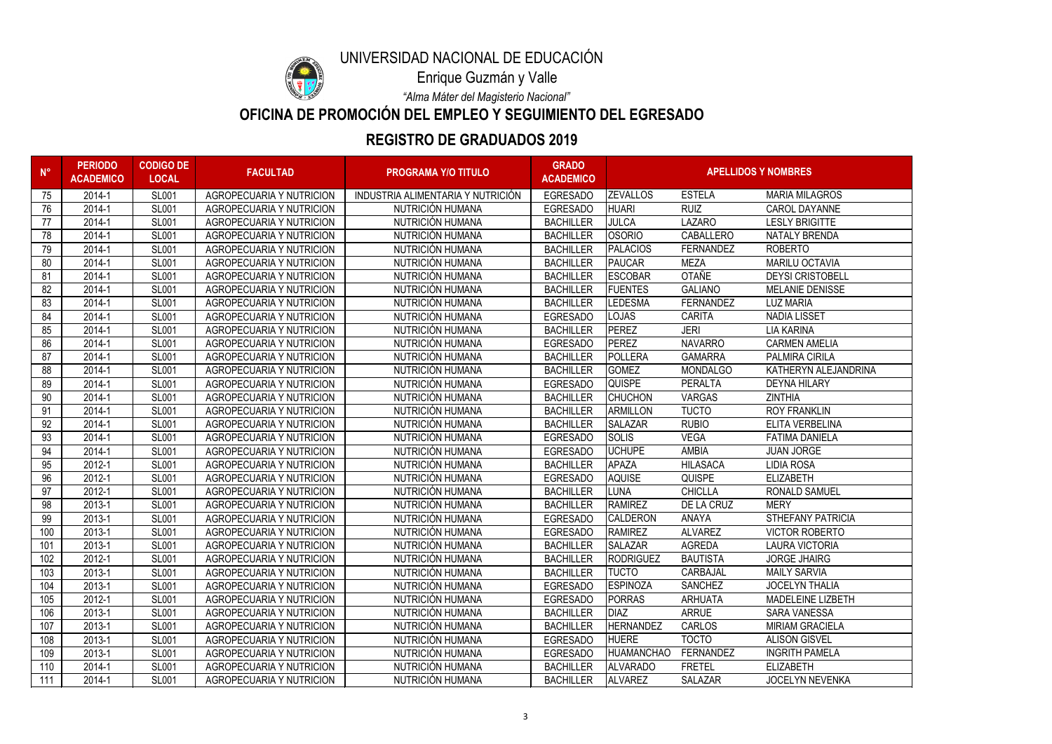UNIVERSIDAD NACIONAL DE EDUCACIÓN

Enrique Guzmán y Valle

*"Alma Máter del Magisterio Nacional"*

## OFICINA DE PROMOCIÓN DEL EMPLEO Y SEGUIMIENTO DEL EGRESADO

## REGISTRO DE GRADUADOS 2019

| N° | PERIODO ACADEMICO | CODIGO DE LOCAL | FACULTAD | PROGRAMA Y/O TITULO | GRADO ACADEMICO | APELLIDOS Y NOMBRES | | |
|---|---|---|---|---|---|---|---|---|
| 75 | 2014-1 | SL001 | AGROPECUARIA Y NUTRICION | INDUSTRIA ALIMENTARIA Y NUTRICIÓN | EGRESADO | ZEVALLOS | ESTELA | MARIA MILAGROS |
| 76 | 2014-1 | SL001 | AGROPECUARIA Y NUTRICION | NUTRICIÓN HUMANA | EGRESADO | HUARI | RUIZ | CAROL DAYANNE |
| 77 | 2014-1 | SL001 | AGROPECUARIA Y NUTRICION | NUTRICIÓN HUMANA | BACHILLER | JULCA | LAZARO | LESLY BRIGITTE |
| 78 | 2014-1 | SL001 | AGROPECUARIA Y NUTRICION | NUTRICIÓN HUMANA | BACHILLER | OSORIO | CABALLERO | NATALY BRENDA |
| 79 | 2014-1 | SL001 | AGROPECUARIA Y NUTRICION | NUTRICIÓN HUMANA | BACHILLER | PALACIOS | FERNANDEZ | ROBERTO |
| 80 | 2014-1 | SL001 | AGROPECUARIA Y NUTRICION | NUTRICIÓN HUMANA | BACHILLER | PAUCAR | MEZA | MARILU OCTAVIA |
| 81 | 2014-1 | SL001 | AGROPECUARIA Y NUTRICION | NUTRICIÓN HUMANA | BACHILLER | ESCOBAR | OTAÑE | DEYSI CRISTOBELL |
| 82 | 2014-1 | SL001 | AGROPECUARIA Y NUTRICION | NUTRICIÓN HUMANA | BACHILLER | FUENTES | GALIANO | MELANIE DENISSE |
| 83 | 2014-1 | SL001 | AGROPECUARIA Y NUTRICION | NUTRICIÓN HUMANA | BACHILLER | LEDESMA | FERNANDEZ | LUZ MARIA |
| 84 | 2014-1 | SL001 | AGROPECUARIA Y NUTRICION | NUTRICIÓN HUMANA | EGRESADO | LOJAS | CARITA | NADIA LISSET |
| 85 | 2014-1 | SL001 | AGROPECUARIA Y NUTRICION | NUTRICIÓN HUMANA | BACHILLER | PEREZ | JERI | LIA KARINA |
| 86 | 2014-1 | SL001 | AGROPECUARIA Y NUTRICION | NUTRICIÓN HUMANA | EGRESADO | PEREZ | NAVARRO | CARMEN AMELIA |
| 87 | 2014-1 | SL001 | AGROPECUARIA Y NUTRICION | NUTRICIÓN HUMANA | BACHILLER | POLLERA | GAMARRA | PALMIRA CIRILA |
| 88 | 2014-1 | SL001 | AGROPECUARIA Y NUTRICION | NUTRICIÓN HUMANA | BACHILLER | GOMEZ | MONDALGO | KATHERYN ALEJANDRINA |
| 89 | 2014-1 | SL001 | AGROPECUARIA Y NUTRICION | NUTRICIÓN HUMANA | EGRESADO | QUISPE | PERALTA | DEYNA HILARY |
| 90 | 2014-1 | SL001 | AGROPECUARIA Y NUTRICION | NUTRICIÓN HUMANA | BACHILLER | CHUCHON | VARGAS | ZINTHIA |
| 91 | 2014-1 | SL001 | AGROPECUARIA Y NUTRICION | NUTRICIÓN HUMANA | BACHILLER | ARMILLON | TUCTO | ROY FRANKLIN |
| 92 | 2014-1 | SL001 | AGROPECUARIA Y NUTRICION | NUTRICIÓN HUMANA | BACHILLER | SALAZAR | RUBIO | ELITA VERBELINA |
| 93 | 2014-1 | SL001 | AGROPECUARIA Y NUTRICION | NUTRICIÓN HUMANA | EGRESADO | SOLIS | VEGA | FATIMA DANIELA |
| 94 | 2014-1 | SL001 | AGROPECUARIA Y NUTRICION | NUTRICIÓN HUMANA | EGRESADO | UCHUPE | AMBIA | JUAN JORGE |
| 95 | 2012-1 | SL001 | AGROPECUARIA Y NUTRICION | NUTRICIÓN HUMANA | BACHILLER | APAZA | HILASACA | LIDIA ROSA |
| 96 | 2012-1 | SL001 | AGROPECUARIA Y NUTRICION | NUTRICIÓN HUMANA | EGRESADO | AQUISE | QUISPE | ELIZABETH |
| 97 | 2012-1 | SL001 | AGROPECUARIA Y NUTRICION | NUTRICIÓN HUMANA | BACHILLER | LUNA | CHICLLA | RONALD SAMUEL |
| 98 | 2013-1 | SL001 | AGROPECUARIA Y NUTRICION | NUTRICIÓN HUMANA | BACHILLER | RAMIREZ | DE LA CRUZ | MERY |
| 99 | 2013-1 | SL001 | AGROPECUARIA Y NUTRICION | NUTRICIÓN HUMANA | EGRESADO | CALDERON | ANAYA | STHEFANY PATRICIA |
| 100 | 2013-1 | SL001 | AGROPECUARIA Y NUTRICION | NUTRICIÓN HUMANA | EGRESADO | RAMIREZ | ALVAREZ | VICTOR ROBERTO |
| 101 | 2013-1 | SL001 | AGROPECUARIA Y NUTRICION | NUTRICIÓN HUMANA | BACHILLER | SALAZAR | AGREDA | LAURA VICTORIA |
| 102 | 2012-1 | SL001 | AGROPECUARIA Y NUTRICION | NUTRICIÓN HUMANA | BACHILLER | RODRIGUEZ | BAUTISTA | JORGE JHAIRG |
| 103 | 2013-1 | SL001 | AGROPECUARIA Y NUTRICION | NUTRICIÓN HUMANA | BACHILLER | TUCTO | CARBAJAL | MAILY SARVIA |
| 104 | 2013-1 | SL001 | AGROPECUARIA Y NUTRICION | NUTRICIÓN HUMANA | EGRESADO | ESPINOZA | SANCHEZ | JOCELYN THALIA |
| 105 | 2012-1 | SL001 | AGROPECUARIA Y NUTRICION | NUTRICIÓN HUMANA | EGRESADO | PORRAS | ARHUATA | MADELEINE LIZBETH |
| 106 | 2013-1 | SL001 | AGROPECUARIA Y NUTRICION | NUTRICIÓN HUMANA | BACHILLER | DIAZ | ARRUE | SARA VANESSA |
| 107 | 2013-1 | SL001 | AGROPECUARIA Y NUTRICION | NUTRICIÓN HUMANA | BACHILLER | HERNANDEZ | CARLOS | MIRIAM GRACIELA |
| 108 | 2013-1 | SL001 | AGROPECUARIA Y NUTRICION | NUTRICIÓN HUMANA | EGRESADO | HUERE | TOCTO | ALISON GISVEL |
| 109 | 2013-1 | SL001 | AGROPECUARIA Y NUTRICION | NUTRICIÓN HUMANA | EGRESADO | HUAMANCHAO | FERNANDEZ | INGRITH PAMELA |
| 110 | 2014-1 | SL001 | AGROPECUARIA Y NUTRICION | NUTRICIÓN HUMANA | BACHILLER | ALVARADO | FRETEL | ELIZABETH |
| 111 | 2014-1 | SL001 | AGROPECUARIA Y NUTRICION | NUTRICIÓN HUMANA | BACHILLER | ALVAREZ | SALAZAR | JOCELYN NEVENKA |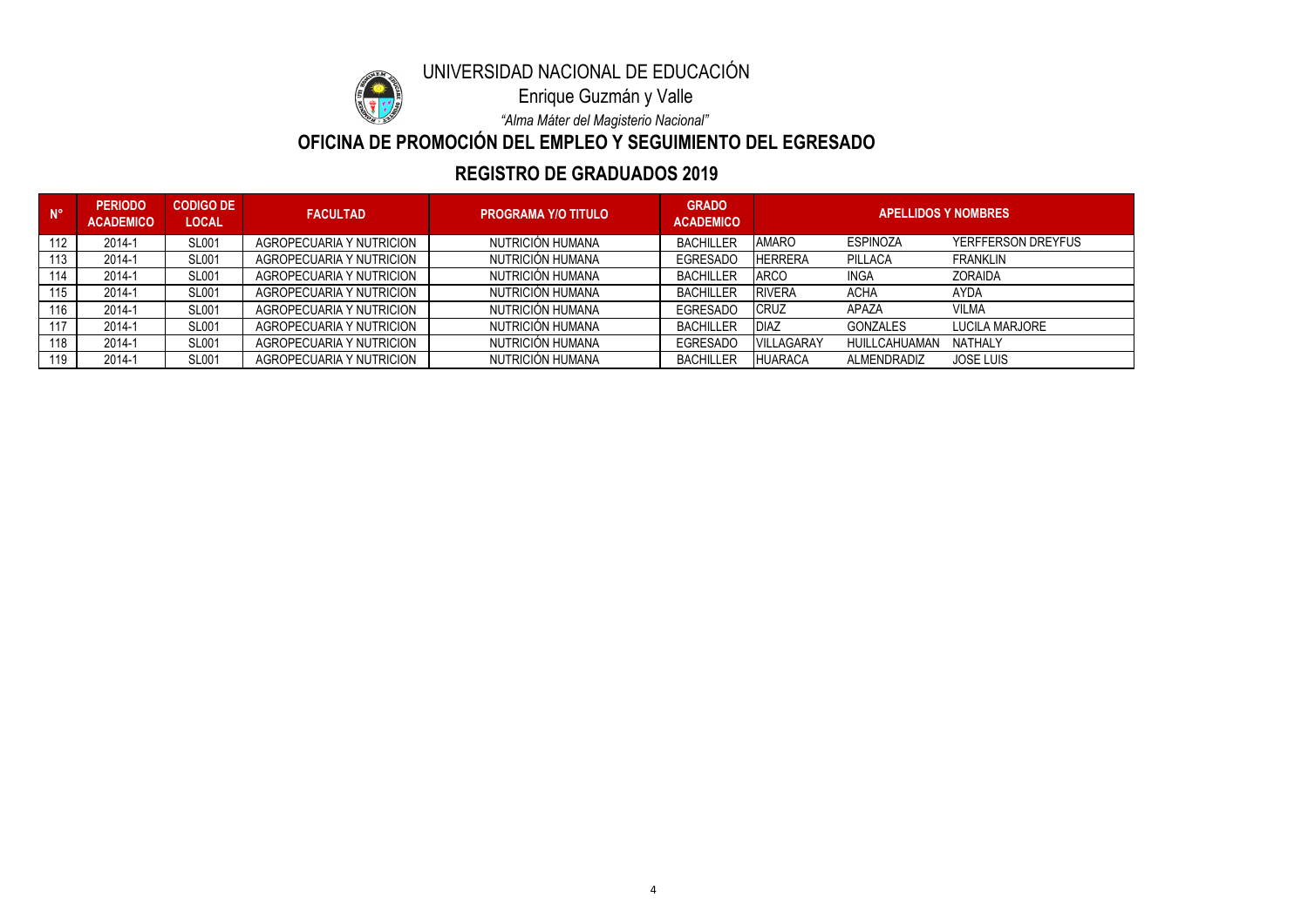UNIVERSIDAD NACIONAL DE EDUCACIÓN

Enrique Guzmán y Valle

*"Alma Máter del Magisterio Nacional"*

## OFICINA DE PROMOCIÓN DEL EMPLEO Y SEGUIMIENTO DEL EGRESADO

## REGISTRO DE GRADUADOS 2019

| N° | PERIODO ACADEMICO | CODIGO DE LOCAL | FACULTAD | PROGRAMA Y/O TITULO | GRADO ACADEMICO | APELLIDOS Y NOMBRES | | |
|---|---|---|---|---|---|---|---|---|
| 112 | 2014-1 | SL001 | AGROPECUARIA Y NUTRICION | NUTRICIÓN HUMANA | BACHILLER | AMARO | ESPINOZA | YERFFERSON DREYFUS |
| 113 | 2014-1 | SL001 | AGROPECUARIA Y NUTRICION | NUTRICIÓN HUMANA | EGRESADO | HERRERA | PILLACA | FRANKLIN |
| 114 | 2014-1 | SL001 | AGROPECUARIA Y NUTRICION | NUTRICIÓN HUMANA | BACHILLER | ARCO | INGA | ZORAIDA |
| 115 | 2014-1 | SL001 | AGROPECUARIA Y NUTRICION | NUTRICIÓN HUMANA | BACHILLER | RIVERA | ACHA | AYDA |
| 116 | 2014-1 | SL001 | AGROPECUARIA Y NUTRICION | NUTRICIÓN HUMANA | EGRESADO | CRUZ | APAZA | VILMA |
| 117 | 2014-1 | SL001 | AGROPECUARIA Y NUTRICION | NUTRICIÓN HUMANA | BACHILLER | DIAZ | GONZALES | LUCILA MARJORE |
| 118 | 2014-1 | SL001 | AGROPECUARIA Y NUTRICION | NUTRICIÓN HUMANA | EGRESADO | VILLAGARAY | HUILLCAHUAMAN | NATHALY |
| 119 | 2014-1 | SL001 | AGROPECUARIA Y NUTRICION | NUTRICIÓN HUMANA | BACHILLER | HUARACA | ALMENDRADIZ | JOSE LUIS |